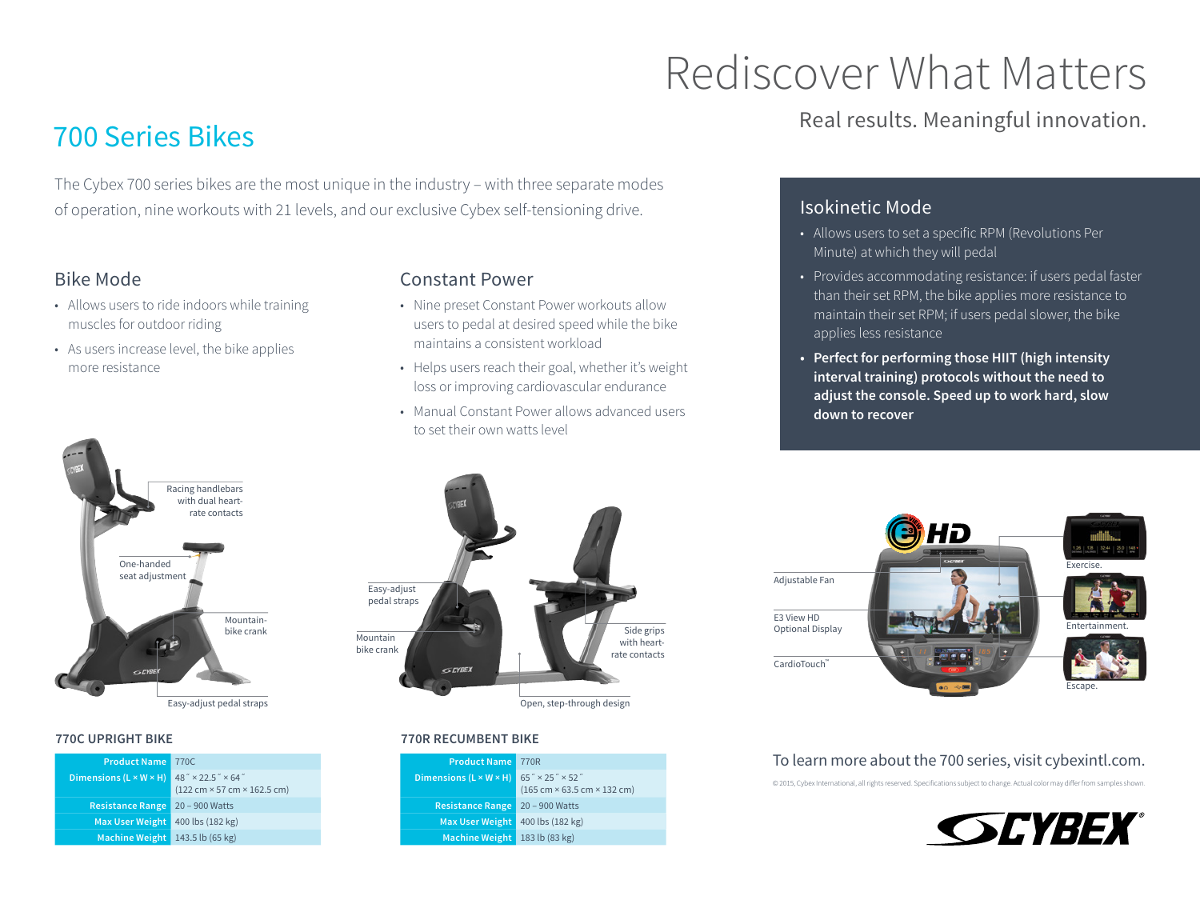# Rediscover What Matters

Real results. Meaningful innovation.

## 700 Series Bikes

The Cybex 700 series bikes are the most unique in the industry – with three separate modes of operation, nine workouts with 21 levels, and our exclusive Cybex self-tensioning drive.

### Bike Mode

- Allows users to ride indoors while training muscles for outdoor riding
- As users increase level, the bike applies more resistance

### Constant Power

- Nine preset Constant Power workouts allow users to pedal at desired speed while the bike maintains a consistent workload
- Helps users reach their goal, whether it's weight loss or improving cardiovascular endurance
- Manual Constant Power allows advanced users to set their own watts level

### Isokinetic Mode

- Allows users to set a specific RPM (Revolutions Per Minute) at which they will pedal
- Provides accommodating resistance: if users pedal faster than their set RPM, the bike applies more resistance to maintain their set RPM; if users pedal slower, the bike applies less resistance
- **Perfect for performing those HIIT (high intensity interval training) protocols without the need to adjust the console. Speed up to work hard, slow down to recover**

Racing handlebars with dual heart-rate contacts

One-handed seat adjustment

Mountain-bike crank

Easy-adjust pedal straps

Easy-adjust pedal straps

Mountain bike crank

Side grips with heart-rate contacts

Open, step-through design

Adjustable Fan

E3 View HD Optional Display

CardioTouch™

Exercise.

Entertainment.

Escape.

### 770C UPRIGHT BIKE

| | |
|---|---|
| **Product Name** | 770C |
| **Dimensions (L × W × H)** | 48˝ × 22.5˝ × 64˝ (122 cm × 57 cm × 162.5 cm) |
| **Resistance Range** | 20 – 900 Watts |
| **Max User Weight** | 400 lbs (182 kg) |
| **Machine Weight** | 143.5 lb (65 kg) |

### 770R RECUMBENT BIKE

| | |
|---|---|
| **Product Name** | 770R |
| **Dimensions (L × W × H)** | 65˝ × 25˝ × 52˝ (165 cm × 63.5 cm × 132 cm) |
| **Resistance Range** | 20 – 900 Watts |
| **Max User Weight** | 400 lbs (182 kg) |
| **Machine Weight** | 183 lb (83 kg) |

To learn more about the 700 series, visit cybexintl.com.

© 2015, Cybex International, all rights reserved. Specifications subject to change. Actual color may differ from samples shown.

CYBEX®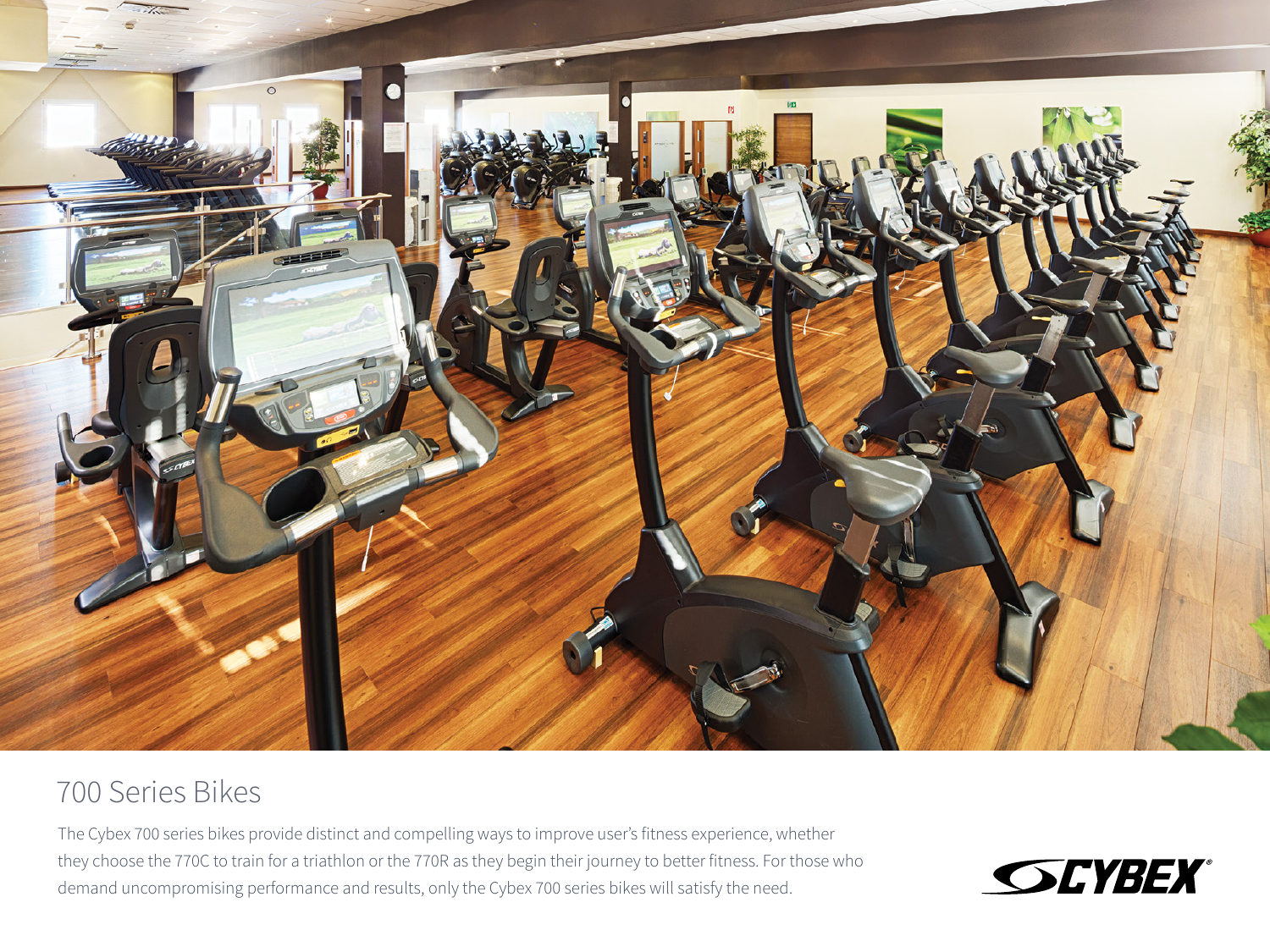## 700 Series Bikes

The Cybex 700 series bikes provide distinct and compelling ways to improve user's fitness experience, whether they choose the 770C to train for a triathlon or the 770R as they begin their journey to better fitness. For those who demand uncompromising performance and results, only the Cybex 700 series bikes will satisfy the need.

CYBEX®